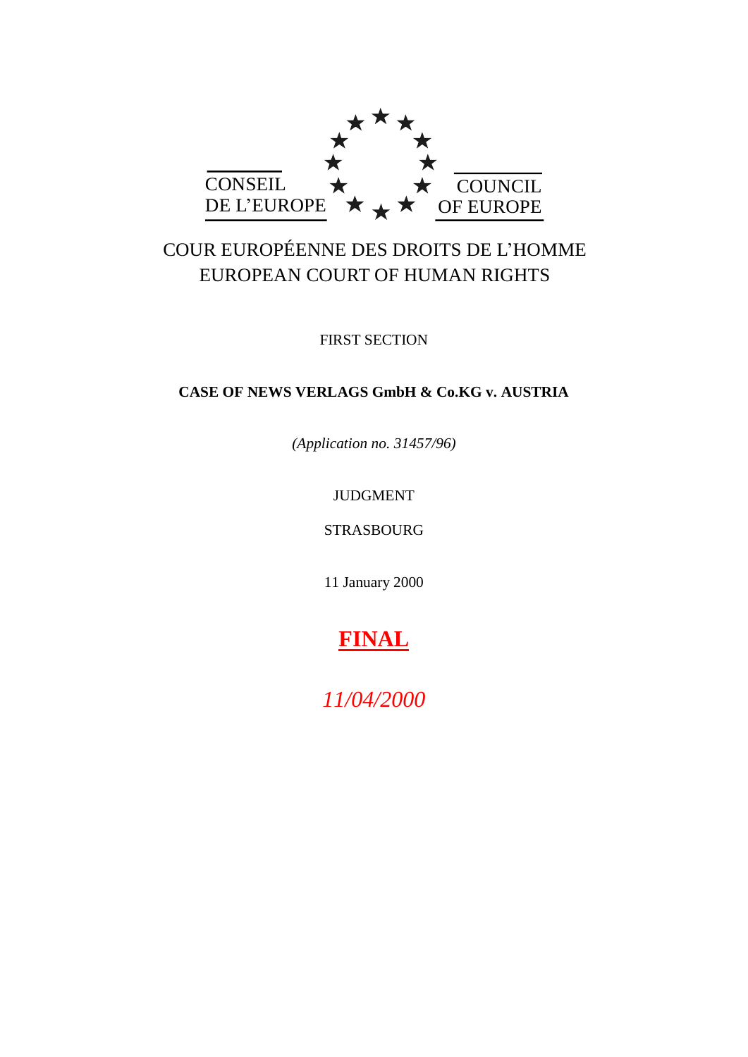CONSEIL DE L'EUROPE

COUNCIL OF EUROPE

COUR EUROPÉENNE DES DROITS DE L'HOMME
EUROPEAN COURT OF HUMAN RIGHTS

FIRST SECTION

**CASE OF NEWS VERLAGS GmbH & Co.KG v. AUSTRIA**

*(Application no. 31457/96)*

JUDGMENT

STRASBOURG

11 January 2000

**FINAL**

*11/04/2000*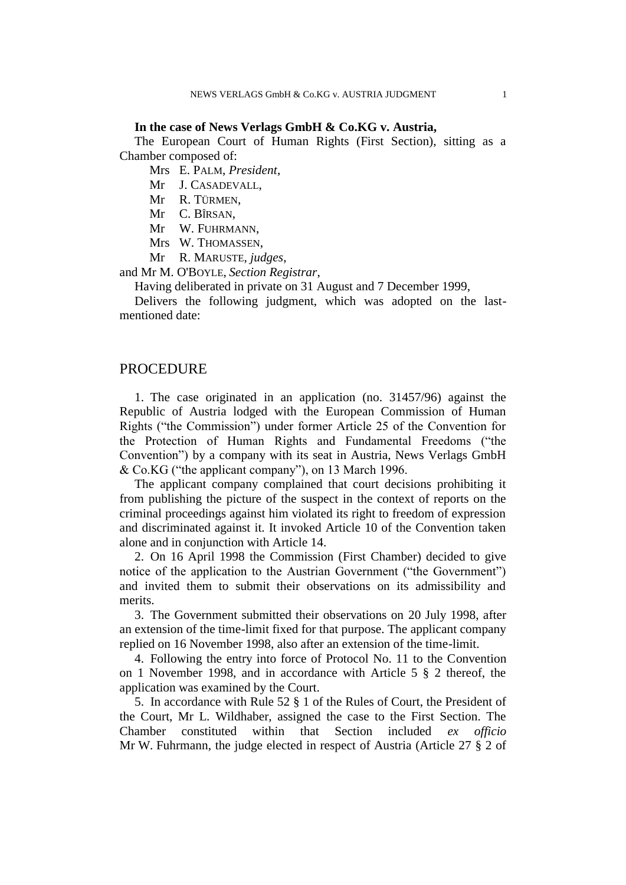**In the case of News Verlags GmbH & Co.KG v. Austria,**

The European Court of Human Rights (First Section), sitting as a Chamber composed of:

Mrs E. PALM, *President*,
Mr J. CASADEVALL,
Mr R. TÜRMEN,
Mr C. BÎRSAN,
Mr W. FUHRMANN,
Mrs W. THOMASSEN,
Mr R. MARUSTE, *judges*,

and Mr M. O'BOYLE, *Section Registrar*,

Having deliberated in private on 31 August and 7 December 1999,

Delivers the following judgment, which was adopted on the last-mentioned date:

## PROCEDURE

1. The case originated in an application (no. 31457/96) against the Republic of Austria lodged with the European Commission of Human Rights ("the Commission") under former Article 25 of the Convention for the Protection of Human Rights and Fundamental Freedoms ("the Convention") by a company with its seat in Austria, News Verlags GmbH & Co.KG ("the applicant company"), on 13 March 1996.

The applicant company complained that court decisions prohibiting it from publishing the picture of the suspect in the context of reports on the criminal proceedings against him violated its right to freedom of expression and discriminated against it. It invoked Article 10 of the Convention taken alone and in conjunction with Article 14.

2. On 16 April 1998 the Commission (First Chamber) decided to give notice of the application to the Austrian Government ("the Government") and invited them to submit their observations on its admissibility and merits.

3. The Government submitted their observations on 20 July 1998, after an extension of the time-limit fixed for that purpose. The applicant company replied on 16 November 1998, also after an extension of the time-limit.

4. Following the entry into force of Protocol No. 11 to the Convention on 1 November 1998, and in accordance with Article 5 § 2 thereof, the application was examined by the Court.

5. In accordance with Rule 52 § 1 of the Rules of Court, the President of the Court, Mr L. Wildhaber, assigned the case to the First Section. The Chamber constituted within that Section included *ex officio* Mr W. Fuhrmann, the judge elected in respect of Austria (Article 27 § 2 of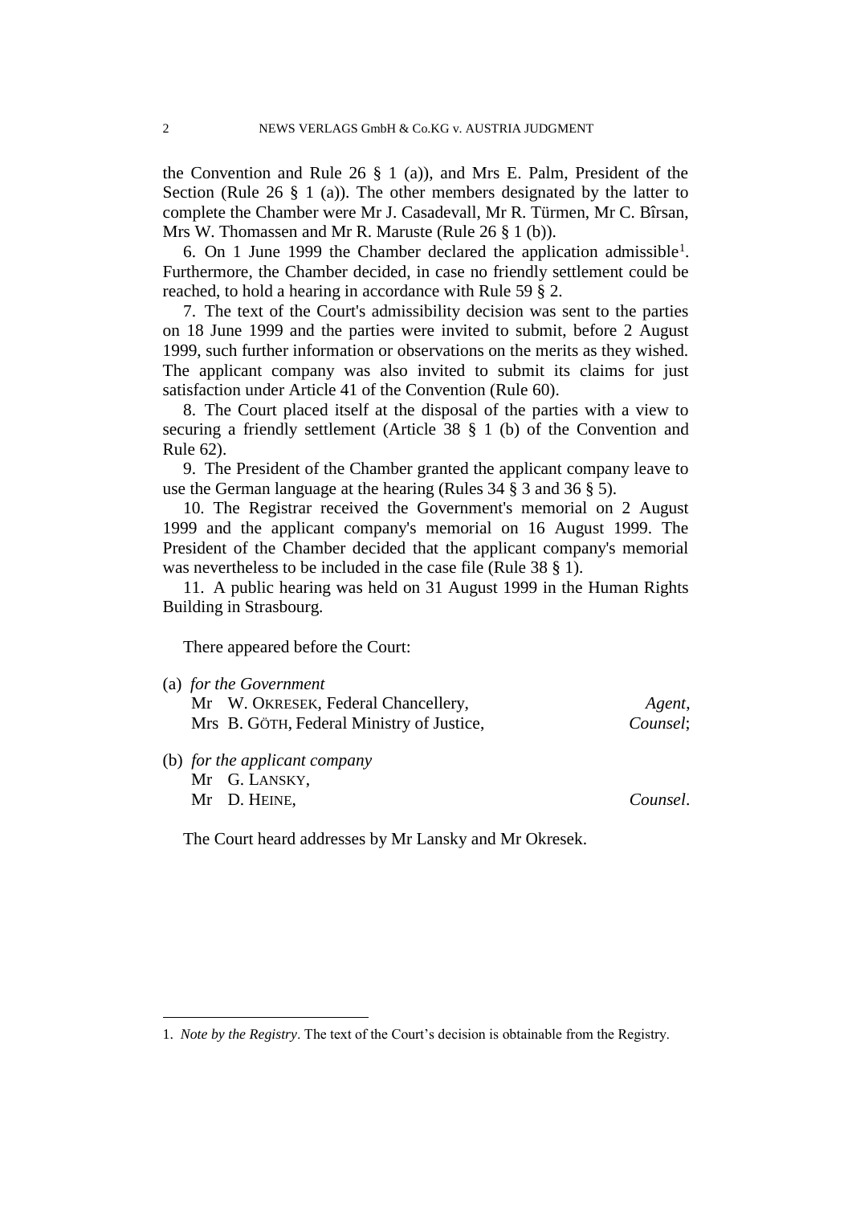the Convention and Rule 26 § 1 (a)), and Mrs E. Palm, President of the Section (Rule 26 § 1 (a)). The other members designated by the latter to complete the Chamber were Mr J. Casadevall, Mr R. Türmen, Mr C. Bîrsan, Mrs W. Thomassen and Mr R. Maruste (Rule 26 § 1 (b)).

6. On 1 June 1999 the Chamber declared the application admissible[1]. Furthermore, the Chamber decided, in case no friendly settlement could be reached, to hold a hearing in accordance with Rule 59 § 2.

7. The text of the Court's admissibility decision was sent to the parties on 18 June 1999 and the parties were invited to submit, before 2 August 1999, such further information or observations on the merits as they wished. The applicant company was also invited to submit its claims for just satisfaction under Article 41 of the Convention (Rule 60).

8. The Court placed itself at the disposal of the parties with a view to securing a friendly settlement (Article 38 § 1 (b) of the Convention and Rule 62).

9. The President of the Chamber granted the applicant company leave to use the German language at the hearing (Rules 34 § 3 and 36 § 5).

10. The Registrar received the Government's memorial on 2 August 1999 and the applicant company's memorial on 16 August 1999. The President of the Chamber decided that the applicant company's memorial was nevertheless to be included in the case file (Rule 38 § 1).

11. A public hearing was held on 31 August 1999 in the Human Rights Building in Strasbourg.

There appeared before the Court:

(a) *for the Government*
Mr W. OKRESEK, Federal Chancellery, *Agent*,
Mrs B. GÖTH, Federal Ministry of Justice, *Counsel*;

(b) *for the applicant company*
Mr G. LANSKY,
Mr D. HEINE, *Counsel*.

The Court heard addresses by Mr Lansky and Mr Okresek.

---

1. *Note by the Registry*. The text of the Court's decision is obtainable from the Registry.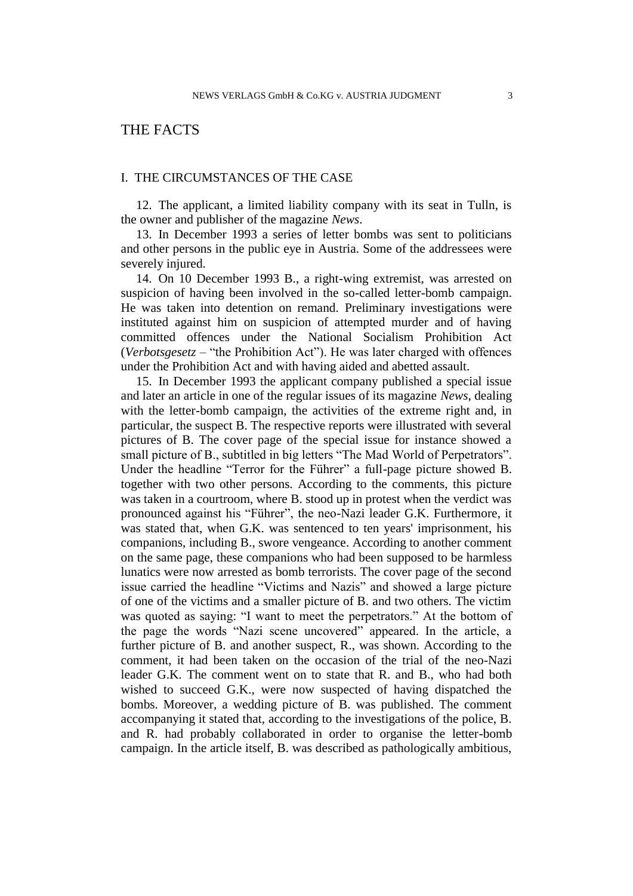# THE FACTS

## I. THE CIRCUMSTANCES OF THE CASE

12. The applicant, a limited liability company with its seat in Tulln, is the owner and publisher of the magazine *News*.

13. In December 1993 a series of letter bombs was sent to politicians and other persons in the public eye in Austria. Some of the addressees were severely injured.

14. On 10 December 1993 B., a right-wing extremist, was arrested on suspicion of having been involved in the so-called letter-bomb campaign. He was taken into detention on remand. Preliminary investigations were instituted against him on suspicion of attempted murder and of having committed offences under the National Socialism Prohibition Act (*Verbotsgesetz* – "the Prohibition Act"). He was later charged with offences under the Prohibition Act and with having aided and abetted assault.

15. In December 1993 the applicant company published a special issue and later an article in one of the regular issues of its magazine *News*, dealing with the letter-bomb campaign, the activities of the extreme right and, in particular, the suspect B. The respective reports were illustrated with several pictures of B. The cover page of the special issue for instance showed a small picture of B., subtitled in big letters "The Mad World of Perpetrators". Under the headline "Terror for the Führer" a full-page picture showed B. together with two other persons. According to the comments, this picture was taken in a courtroom, where B. stood up in protest when the verdict was pronounced against his "Führer", the neo-Nazi leader G.K. Furthermore, it was stated that, when G.K. was sentenced to ten years' imprisonment, his companions, including B., swore vengeance. According to another comment on the same page, these companions who had been supposed to be harmless lunatics were now arrested as bomb terrorists. The cover page of the second issue carried the headline "Victims and Nazis" and showed a large picture of one of the victims and a smaller picture of B. and two others. The victim was quoted as saying: "I want to meet the perpetrators." At the bottom of the page the words "Nazi scene uncovered" appeared. In the article, a further picture of B. and another suspect, R., was shown. According to the comment, it had been taken on the occasion of the trial of the neo-Nazi leader G.K. The comment went on to state that R. and B., who had both wished to succeed G.K., were now suspected of having dispatched the bombs. Moreover, a wedding picture of B. was published. The comment accompanying it stated that, according to the investigations of the police, B. and R. had probably collaborated in order to organise the letter-bomb campaign. In the article itself, B. was described as pathologically ambitious,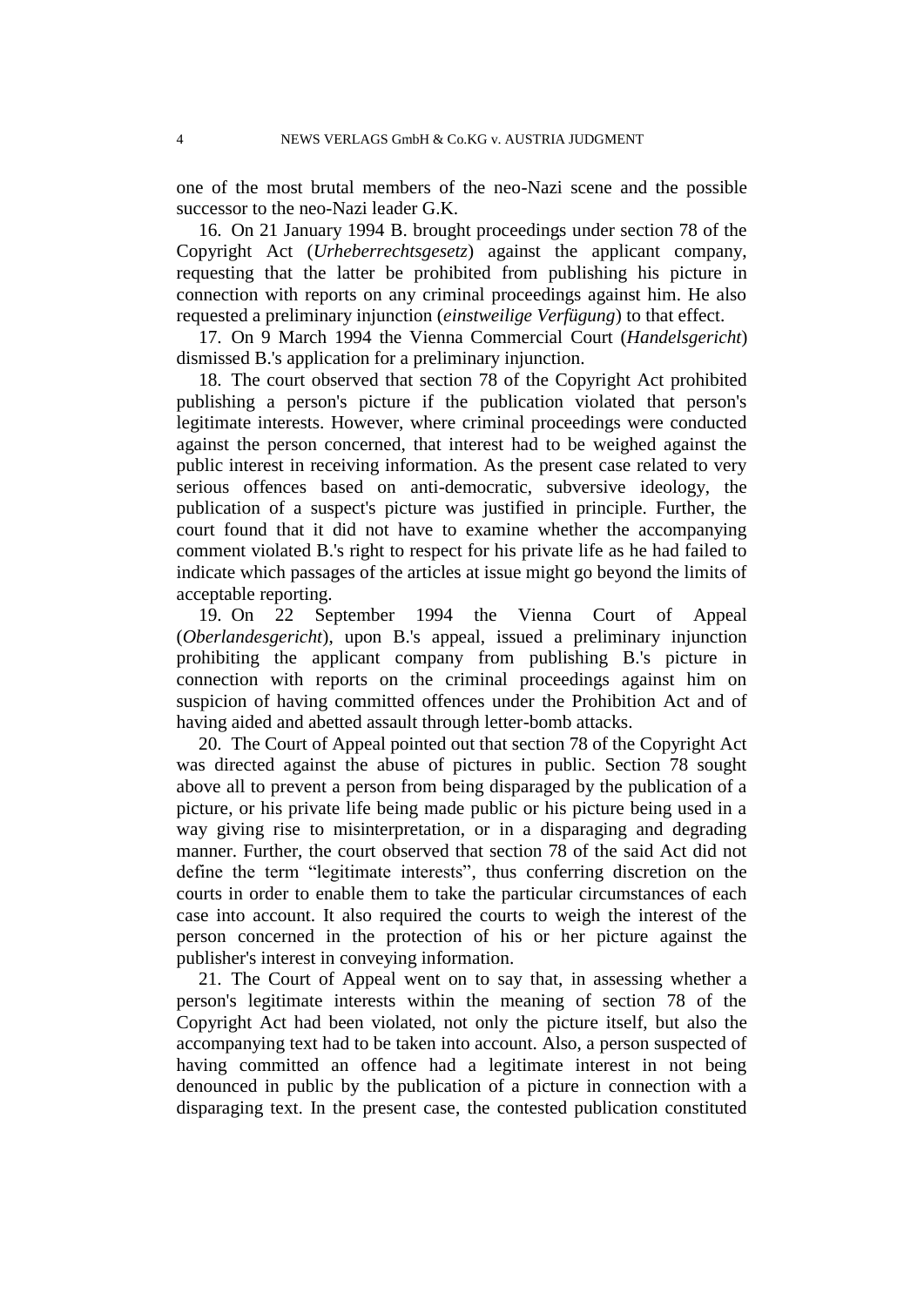one of the most brutal members of the neo-Nazi scene and the possible successor to the neo-Nazi leader G.K.

16. On 21 January 1994 B. brought proceedings under section 78 of the Copyright Act (*Urheberrechtsgesetz*) against the applicant company, requesting that the latter be prohibited from publishing his picture in connection with reports on any criminal proceedings against him. He also requested a preliminary injunction (*einstweilige Verfügung*) to that effect.

17. On 9 March 1994 the Vienna Commercial Court (*Handelsgericht*) dismissed B.'s application for a preliminary injunction.

18. The court observed that section 78 of the Copyright Act prohibited publishing a person's picture if the publication violated that person's legitimate interests. However, where criminal proceedings were conducted against the person concerned, that interest had to be weighed against the public interest in receiving information. As the present case related to very serious offences based on anti-democratic, subversive ideology, the publication of a suspect's picture was justified in principle. Further, the court found that it did not have to examine whether the accompanying comment violated B.'s right to respect for his private life as he had failed to indicate which passages of the articles at issue might go beyond the limits of acceptable reporting.

19. On 22 September 1994 the Vienna Court of Appeal (*Oberlandesgericht*), upon B.'s appeal, issued a preliminary injunction prohibiting the applicant company from publishing B.'s picture in connection with reports on the criminal proceedings against him on suspicion of having committed offences under the Prohibition Act and of having aided and abetted assault through letter-bomb attacks.

20. The Court of Appeal pointed out that section 78 of the Copyright Act was directed against the abuse of pictures in public. Section 78 sought above all to prevent a person from being disparaged by the publication of a picture, or his private life being made public or his picture being used in a way giving rise to misinterpretation, or in a disparaging and degrading manner. Further, the court observed that section 78 of the said Act did not define the term "legitimate interests", thus conferring discretion on the courts in order to enable them to take the particular circumstances of each case into account. It also required the courts to weigh the interest of the person concerned in the protection of his or her picture against the publisher's interest in conveying information.

21. The Court of Appeal went on to say that, in assessing whether a person's legitimate interests within the meaning of section 78 of the Copyright Act had been violated, not only the picture itself, but also the accompanying text had to be taken into account. Also, a person suspected of having committed an offence had a legitimate interest in not being denounced in public by the publication of a picture in connection with a disparaging text. In the present case, the contested publication constituted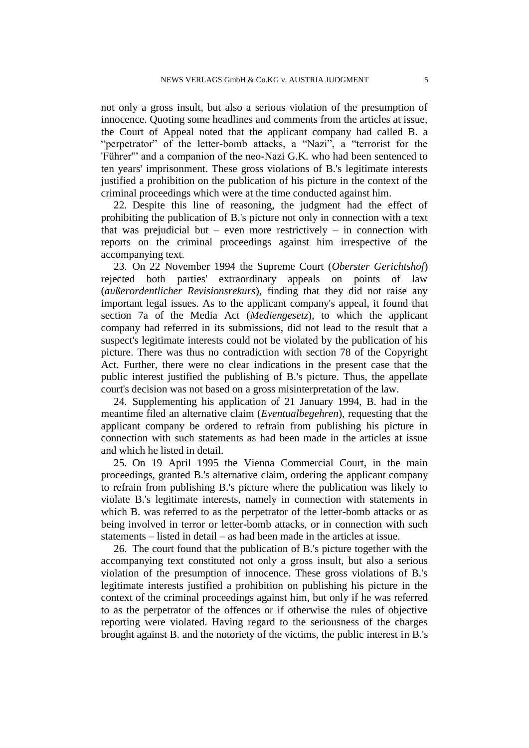not only a gross insult, but also a serious violation of the presumption of innocence. Quoting some headlines and comments from the articles at issue, the Court of Appeal noted that the applicant company had called B. a "perpetrator" of the letter-bomb attacks, a "Nazi", a "terrorist for the 'Führer'" and a companion of the neo-Nazi G.K. who had been sentenced to ten years' imprisonment. These gross violations of B.'s legitimate interests justified a prohibition on the publication of his picture in the context of the criminal proceedings which were at the time conducted against him.

22. Despite this line of reasoning, the judgment had the effect of prohibiting the publication of B.'s picture not only in connection with a text that was prejudicial but – even more restrictively – in connection with reports on the criminal proceedings against him irrespective of the accompanying text.

23. On 22 November 1994 the Supreme Court (*Oberster Gerichtshof*) rejected both parties' extraordinary appeals on points of law (*außerordentlicher Revisionsrekurs*), finding that they did not raise any important legal issues. As to the applicant company's appeal, it found that section 7a of the Media Act (*Mediengesetz*), to which the applicant company had referred in its submissions, did not lead to the result that a suspect's legitimate interests could not be violated by the publication of his picture. There was thus no contradiction with section 78 of the Copyright Act. Further, there were no clear indications in the present case that the public interest justified the publishing of B.'s picture. Thus, the appellate court's decision was not based on a gross misinterpretation of the law.

24. Supplementing his application of 21 January 1994, B. had in the meantime filed an alternative claim (*Eventualbegehren*), requesting that the applicant company be ordered to refrain from publishing his picture in connection with such statements as had been made in the articles at issue and which he listed in detail.

25. On 19 April 1995 the Vienna Commercial Court, in the main proceedings, granted B.'s alternative claim, ordering the applicant company to refrain from publishing B.'s picture where the publication was likely to violate B.'s legitimate interests, namely in connection with statements in which B. was referred to as the perpetrator of the letter-bomb attacks or as being involved in terror or letter-bomb attacks, or in connection with such statements – listed in detail – as had been made in the articles at issue.

26. The court found that the publication of B.'s picture together with the accompanying text constituted not only a gross insult, but also a serious violation of the presumption of innocence. These gross violations of B.'s legitimate interests justified a prohibition on publishing his picture in the context of the criminal proceedings against him, but only if he was referred to as the perpetrator of the offences or if otherwise the rules of objective reporting were violated. Having regard to the seriousness of the charges brought against B. and the notoriety of the victims, the public interest in B.'s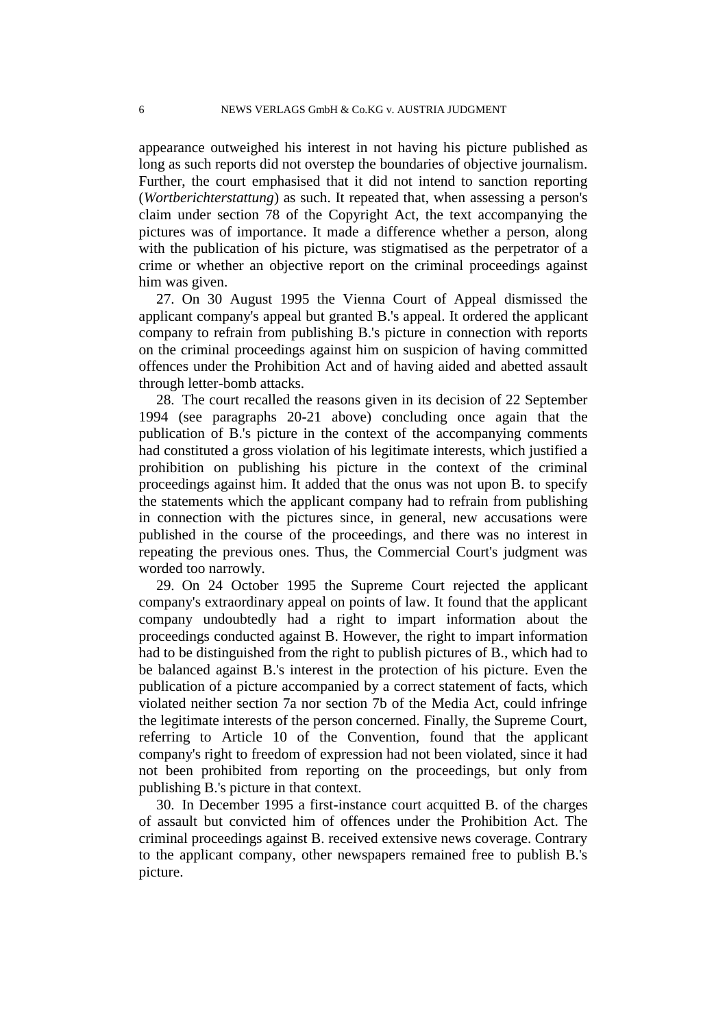appearance outweighed his interest in not having his picture published as long as such reports did not overstep the boundaries of objective journalism. Further, the court emphasised that it did not intend to sanction reporting (*Wortberichterstattung*) as such. It repeated that, when assessing a person's claim under section 78 of the Copyright Act, the text accompanying the pictures was of importance. It made a difference whether a person, along with the publication of his picture, was stigmatised as the perpetrator of a crime or whether an objective report on the criminal proceedings against him was given.

27. On 30 August 1995 the Vienna Court of Appeal dismissed the applicant company's appeal but granted B.'s appeal. It ordered the applicant company to refrain from publishing B.'s picture in connection with reports on the criminal proceedings against him on suspicion of having committed offences under the Prohibition Act and of having aided and abetted assault through letter-bomb attacks.

28. The court recalled the reasons given in its decision of 22 September 1994 (see paragraphs 20-21 above) concluding once again that the publication of B.'s picture in the context of the accompanying comments had constituted a gross violation of his legitimate interests, which justified a prohibition on publishing his picture in the context of the criminal proceedings against him. It added that the onus was not upon B. to specify the statements which the applicant company had to refrain from publishing in connection with the pictures since, in general, new accusations were published in the course of the proceedings, and there was no interest in repeating the previous ones. Thus, the Commercial Court's judgment was worded too narrowly.

29. On 24 October 1995 the Supreme Court rejected the applicant company's extraordinary appeal on points of law. It found that the applicant company undoubtedly had a right to impart information about the proceedings conducted against B. However, the right to impart information had to be distinguished from the right to publish pictures of B., which had to be balanced against B.'s interest in the protection of his picture. Even the publication of a picture accompanied by a correct statement of facts, which violated neither section 7a nor section 7b of the Media Act, could infringe the legitimate interests of the person concerned. Finally, the Supreme Court, referring to Article 10 of the Convention, found that the applicant company's right to freedom of expression had not been violated, since it had not been prohibited from reporting on the proceedings, but only from publishing B.'s picture in that context.

30. In December 1995 a first-instance court acquitted B. of the charges of assault but convicted him of offences under the Prohibition Act. The criminal proceedings against B. received extensive news coverage. Contrary to the applicant company, other newspapers remained free to publish B.'s picture.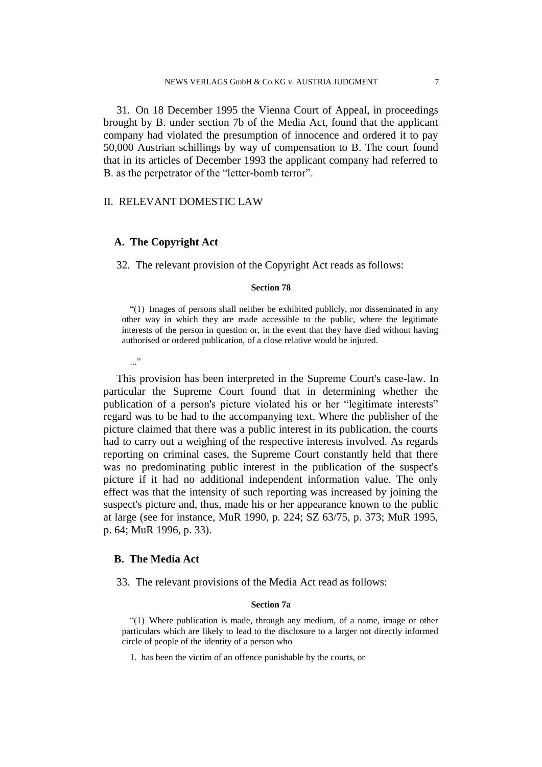31. On 18 December 1995 the Vienna Court of Appeal, in proceedings brought by B. under section 7b of the Media Act, found that the applicant company had violated the presumption of innocence and ordered it to pay 50,000 Austrian schillings by way of compensation to B. The court found that in its articles of December 1993 the applicant company had referred to B. as the perpetrator of the "letter-bomb terror".

## II. RELEVANT DOMESTIC LAW

### A. The Copyright Act

32. The relevant provision of the Copyright Act reads as follows:

**Section 78**

"(1) Images of persons shall neither be exhibited publicly, nor disseminated in any other way in which they are made accessible to the public, where the legitimate interests of the person in question or, in the event that they have died without having authorised or ordered publication, of a close relative would be injured.

..."

This provision has been interpreted in the Supreme Court's case-law. In particular the Supreme Court found that in determining whether the publication of a person's picture violated his or her "legitimate interests" regard was to be had to the accompanying text. Where the publisher of the picture claimed that there was a public interest in its publication, the courts had to carry out a weighing of the respective interests involved. As regards reporting on criminal cases, the Supreme Court constantly held that there was no predominating public interest in the publication of the suspect's picture if it had no additional independent information value. The only effect was that the intensity of such reporting was increased by joining the suspect's picture and, thus, made his or her appearance known to the public at large (see for instance, MuR 1990, p. 224; SZ 63/75, p. 373; MuR 1995, p. 64; MuR 1996, p. 33).

### B. The Media Act

33. The relevant provisions of the Media Act read as follows:

**Section 7a**

"(1) Where publication is made, through any medium, of a name, image or other particulars which are likely to lead to the disclosure to a larger not directly informed circle of people of the identity of a person who

1. has been the victim of an offence punishable by the courts, or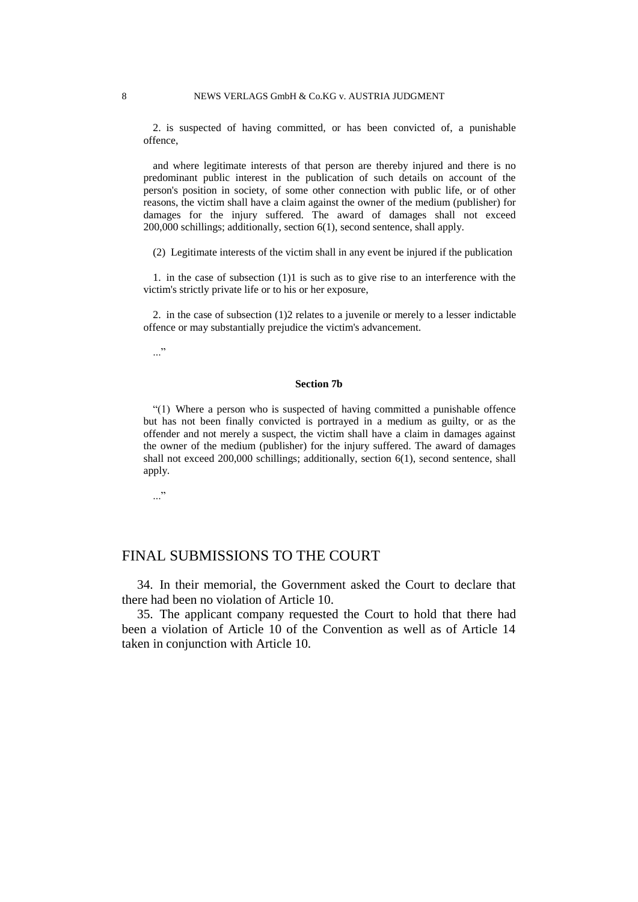2. is suspected of having committed, or has been convicted of, a punishable offence,

and where legitimate interests of that person are thereby injured and there is no predominant public interest in the publication of such details on account of the person's position in society, of some other connection with public life, or of other reasons, the victim shall have a claim against the owner of the medium (publisher) for damages for the injury suffered. The award of damages shall not exceed 200,000 schillings; additionally, section 6(1), second sentence, shall apply.

(2) Legitimate interests of the victim shall in any event be injured if the publication

1. in the case of subsection (1)1 is such as to give rise to an interference with the victim's strictly private life or to his or her exposure,

2. in the case of subsection (1)2 relates to a juvenile or merely to a lesser indictable offence or may substantially prejudice the victim's advancement.

..."

**Section 7b**

"(1) Where a person who is suspected of having committed a punishable offence but has not been finally convicted is portrayed in a medium as guilty, or as the offender and not merely a suspect, the victim shall have a claim in damages against the owner of the medium (publisher) for the injury suffered. The award of damages shall not exceed 200,000 schillings; additionally, section 6(1), second sentence, shall apply.

..."

## FINAL SUBMISSIONS TO THE COURT

34. In their memorial, the Government asked the Court to declare that there had been no violation of Article 10.

35. The applicant company requested the Court to hold that there had been a violation of Article 10 of the Convention as well as of Article 14 taken in conjunction with Article 10.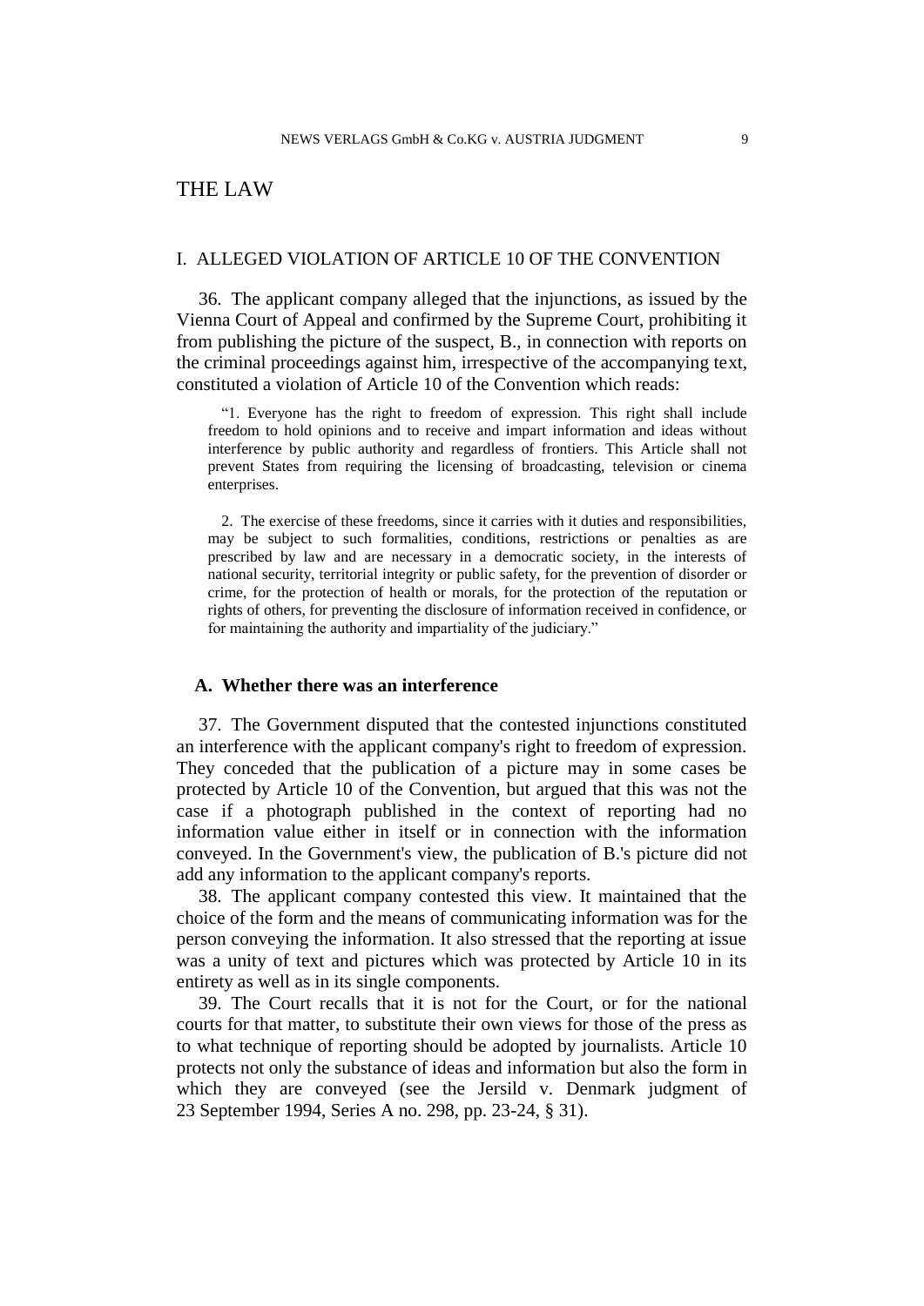# THE LAW

## I. ALLEGED VIOLATION OF ARTICLE 10 OF THE CONVENTION

36. The applicant company alleged that the injunctions, as issued by the Vienna Court of Appeal and confirmed by the Supreme Court, prohibiting it from publishing the picture of the suspect, B., in connection with reports on the criminal proceedings against him, irrespective of the accompanying text, constituted a violation of Article 10 of the Convention which reads:

> "1. Everyone has the right to freedom of expression. This right shall include freedom to hold opinions and to receive and impart information and ideas without interference by public authority and regardless of frontiers. This Article shall not prevent States from requiring the licensing of broadcasting, television or cinema enterprises.
>
> 2. The exercise of these freedoms, since it carries with it duties and responsibilities, may be subject to such formalities, conditions, restrictions or penalties as are prescribed by law and are necessary in a democratic society, in the interests of national security, territorial integrity or public safety, for the prevention of disorder or crime, for the protection of health or morals, for the protection of the reputation or rights of others, for preventing the disclosure of information received in confidence, or for maintaining the authority and impartiality of the judiciary."

### A. Whether there was an interference

37. The Government disputed that the contested injunctions constituted an interference with the applicant company's right to freedom of expression. They conceded that the publication of a picture may in some cases be protected by Article 10 of the Convention, but argued that this was not the case if a photograph published in the context of reporting had no information value either in itself or in connection with the information conveyed. In the Government's view, the publication of B.'s picture did not add any information to the applicant company's reports.

38. The applicant company contested this view. It maintained that the choice of the form and the means of communicating information was for the person conveying the information. It also stressed that the reporting at issue was a unity of text and pictures which was protected by Article 10 in its entirety as well as in its single components.

39. The Court recalls that it is not for the Court, or for the national courts for that matter, to substitute their own views for those of the press as to what technique of reporting should be adopted by journalists. Article 10 protects not only the substance of ideas and information but also the form in which they are conveyed (see the Jersild v. Denmark judgment of 23 September 1994, Series A no. 298, pp. 23-24, § 31).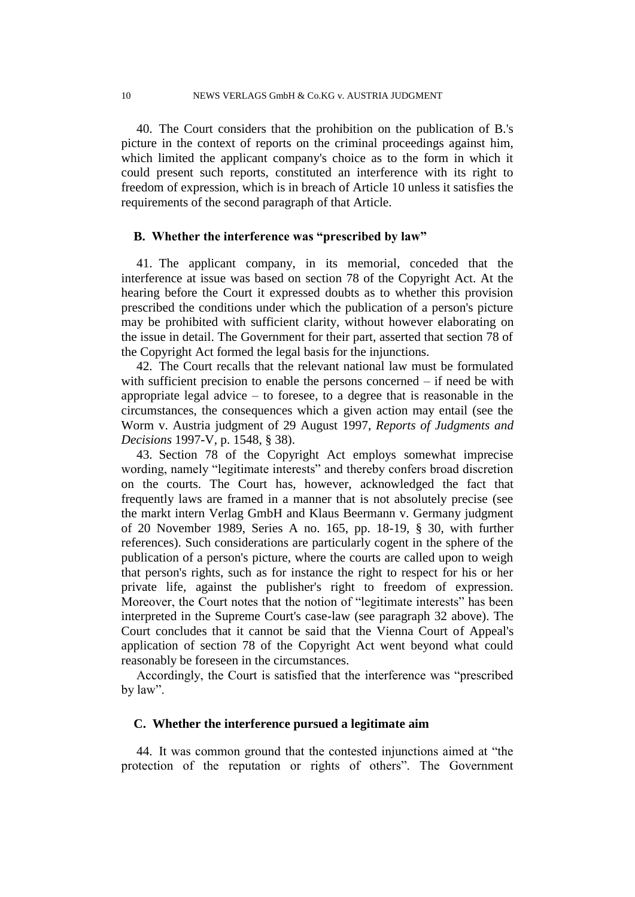40. The Court considers that the prohibition on the publication of B.'s picture in the context of reports on the criminal proceedings against him, which limited the applicant company's choice as to the form in which it could present such reports, constituted an interference with its right to freedom of expression, which is in breach of Article 10 unless it satisfies the requirements of the second paragraph of that Article.

### B. Whether the interference was "prescribed by law"

41. The applicant company, in its memorial, conceded that the interference at issue was based on section 78 of the Copyright Act. At the hearing before the Court it expressed doubts as to whether this provision prescribed the conditions under which the publication of a person's picture may be prohibited with sufficient clarity, without however elaborating on the issue in detail. The Government for their part, asserted that section 78 of the Copyright Act formed the legal basis for the injunctions.

42. The Court recalls that the relevant national law must be formulated with sufficient precision to enable the persons concerned – if need be with appropriate legal advice – to foresee, to a degree that is reasonable in the circumstances, the consequences which a given action may entail (see the Worm v. Austria judgment of 29 August 1997, *Reports of Judgments and Decisions* 1997-V, p. 1548, § 38).

43. Section 78 of the Copyright Act employs somewhat imprecise wording, namely "legitimate interests" and thereby confers broad discretion on the courts. The Court has, however, acknowledged the fact that frequently laws are framed in a manner that is not absolutely precise (see the markt intern Verlag GmbH and Klaus Beermann v. Germany judgment of 20 November 1989, Series A no. 165, pp. 18-19, § 30, with further references). Such considerations are particularly cogent in the sphere of the publication of a person's picture, where the courts are called upon to weigh that person's rights, such as for instance the right to respect for his or her private life, against the publisher's right to freedom of expression. Moreover, the Court notes that the notion of "legitimate interests" has been interpreted in the Supreme Court's case-law (see paragraph 32 above). The Court concludes that it cannot be said that the Vienna Court of Appeal's application of section 78 of the Copyright Act went beyond what could reasonably be foreseen in the circumstances.

Accordingly, the Court is satisfied that the interference was "prescribed by law".

### C. Whether the interference pursued a legitimate aim

44. It was common ground that the contested injunctions aimed at "the protection of the reputation or rights of others". The Government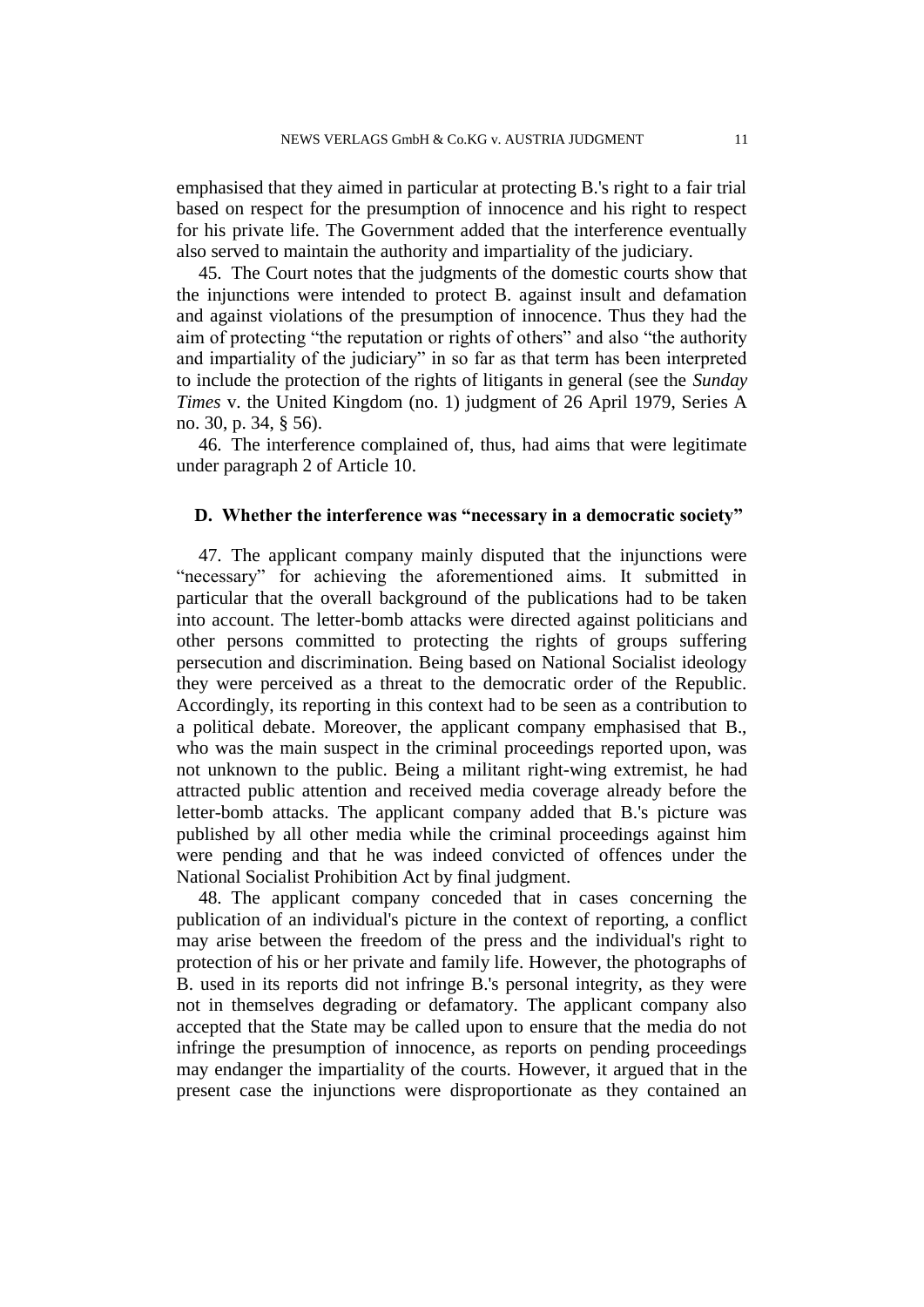emphasised that they aimed in particular at protecting B.'s right to a fair trial based on respect for the presumption of innocence and his right to respect for his private life. The Government added that the interference eventually also served to maintain the authority and impartiality of the judiciary.

45. The Court notes that the judgments of the domestic courts show that the injunctions were intended to protect B. against insult and defamation and against violations of the presumption of innocence. Thus they had the aim of protecting "the reputation or rights of others" and also "the authority and impartiality of the judiciary" in so far as that term has been interpreted to include the protection of the rights of litigants in general (see the *Sunday Times* v. the United Kingdom (no. 1) judgment of 26 April 1979, Series A no. 30, p. 34, § 56).

46. The interference complained of, thus, had aims that were legitimate under paragraph 2 of Article 10.

### D. Whether the interference was "necessary in a democratic society"

47. The applicant company mainly disputed that the injunctions were "necessary" for achieving the aforementioned aims. It submitted in particular that the overall background of the publications had to be taken into account. The letter-bomb attacks were directed against politicians and other persons committed to protecting the rights of groups suffering persecution and discrimination. Being based on National Socialist ideology they were perceived as a threat to the democratic order of the Republic. Accordingly, its reporting in this context had to be seen as a contribution to a political debate. Moreover, the applicant company emphasised that B., who was the main suspect in the criminal proceedings reported upon, was not unknown to the public. Being a militant right-wing extremist, he had attracted public attention and received media coverage already before the letter-bomb attacks. The applicant company added that B.'s picture was published by all other media while the criminal proceedings against him were pending and that he was indeed convicted of offences under the National Socialist Prohibition Act by final judgment.

48. The applicant company conceded that in cases concerning the publication of an individual's picture in the context of reporting, a conflict may arise between the freedom of the press and the individual's right to protection of his or her private and family life. However, the photographs of B. used in its reports did not infringe B.'s personal integrity, as they were not in themselves degrading or defamatory. The applicant company also accepted that the State may be called upon to ensure that the media do not infringe the presumption of innocence, as reports on pending proceedings may endanger the impartiality of the courts. However, it argued that in the present case the injunctions were disproportionate as they contained an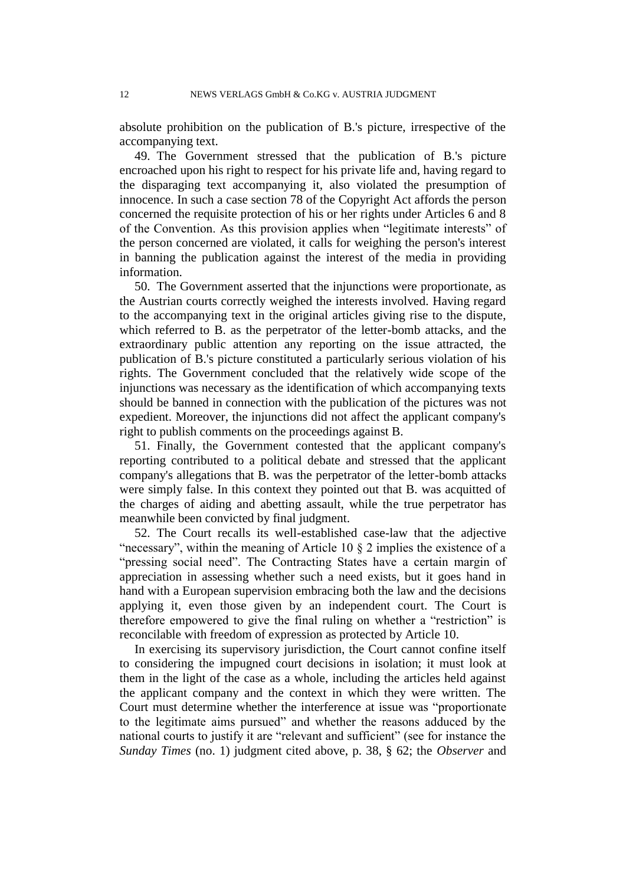absolute prohibition on the publication of B.'s picture, irrespective of the accompanying text.

49. The Government stressed that the publication of B.'s picture encroached upon his right to respect for his private life and, having regard to the disparaging text accompanying it, also violated the presumption of innocence. In such a case section 78 of the Copyright Act affords the person concerned the requisite protection of his or her rights under Articles 6 and 8 of the Convention. As this provision applies when "legitimate interests" of the person concerned are violated, it calls for weighing the person's interest in banning the publication against the interest of the media in providing information.

50. The Government asserted that the injunctions were proportionate, as the Austrian courts correctly weighed the interests involved. Having regard to the accompanying text in the original articles giving rise to the dispute, which referred to B. as the perpetrator of the letter-bomb attacks, and the extraordinary public attention any reporting on the issue attracted, the publication of B.'s picture constituted a particularly serious violation of his rights. The Government concluded that the relatively wide scope of the injunctions was necessary as the identification of which accompanying texts should be banned in connection with the publication of the pictures was not expedient. Moreover, the injunctions did not affect the applicant company's right to publish comments on the proceedings against B.

51. Finally, the Government contested that the applicant company's reporting contributed to a political debate and stressed that the applicant company's allegations that B. was the perpetrator of the letter-bomb attacks were simply false. In this context they pointed out that B. was acquitted of the charges of aiding and abetting assault, while the true perpetrator has meanwhile been convicted by final judgment.

52. The Court recalls its well-established case-law that the adjective "necessary", within the meaning of Article 10 § 2 implies the existence of a "pressing social need". The Contracting States have a certain margin of appreciation in assessing whether such a need exists, but it goes hand in hand with a European supervision embracing both the law and the decisions applying it, even those given by an independent court. The Court is therefore empowered to give the final ruling on whether a "restriction" is reconcilable with freedom of expression as protected by Article 10.

In exercising its supervisory jurisdiction, the Court cannot confine itself to considering the impugned court decisions in isolation; it must look at them in the light of the case as a whole, including the articles held against the applicant company and the context in which they were written. The Court must determine whether the interference at issue was "proportionate to the legitimate aims pursued" and whether the reasons adduced by the national courts to justify it are "relevant and sufficient" (see for instance the *Sunday Times* (no. 1) judgment cited above, p. 38, § 62; the *Observer* and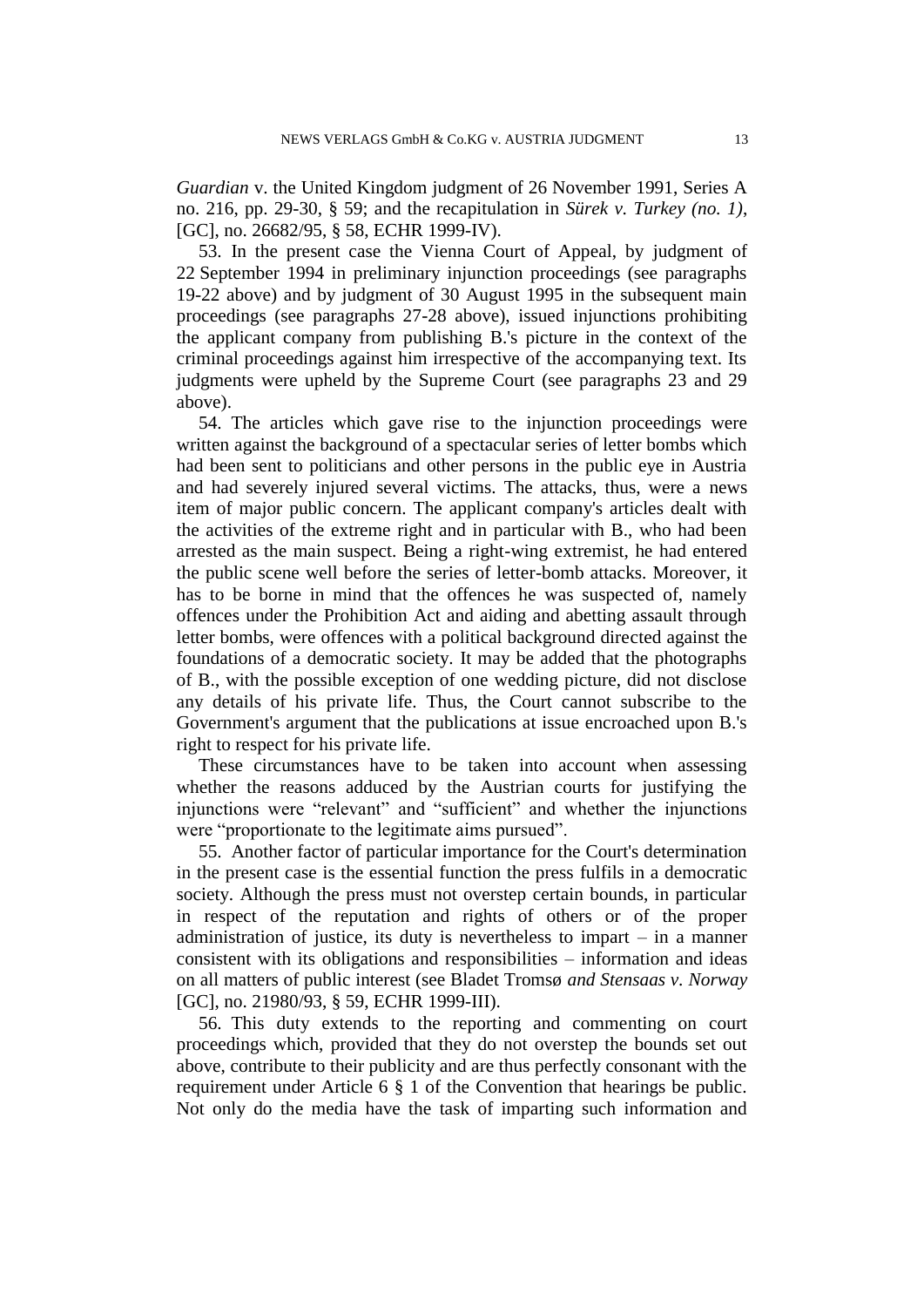*Guardian* v. the United Kingdom judgment of 26 November 1991, Series A no. 216, pp. 29-30, § 59; and the recapitulation in *Sürek v. Turkey (no. 1)*, [GC], no. 26682/95, § 58, ECHR 1999-IV).

53. In the present case the Vienna Court of Appeal, by judgment of 22 September 1994 in preliminary injunction proceedings (see paragraphs 19-22 above) and by judgment of 30 August 1995 in the subsequent main proceedings (see paragraphs 27-28 above), issued injunctions prohibiting the applicant company from publishing B.'s picture in the context of the criminal proceedings against him irrespective of the accompanying text. Its judgments were upheld by the Supreme Court (see paragraphs 23 and 29 above).

54. The articles which gave rise to the injunction proceedings were written against the background of a spectacular series of letter bombs which had been sent to politicians and other persons in the public eye in Austria and had severely injured several victims. The attacks, thus, were a news item of major public concern. The applicant company's articles dealt with the activities of the extreme right and in particular with B., who had been arrested as the main suspect. Being a right-wing extremist, he had entered the public scene well before the series of letter-bomb attacks. Moreover, it has to be borne in mind that the offences he was suspected of, namely offences under the Prohibition Act and aiding and abetting assault through letter bombs, were offences with a political background directed against the foundations of a democratic society. It may be added that the photographs of B., with the possible exception of one wedding picture, did not disclose any details of his private life. Thus, the Court cannot subscribe to the Government's argument that the publications at issue encroached upon B.'s right to respect for his private life.

These circumstances have to be taken into account when assessing whether the reasons adduced by the Austrian courts for justifying the injunctions were "relevant" and "sufficient" and whether the injunctions were "proportionate to the legitimate aims pursued".

55. Another factor of particular importance for the Court's determination in the present case is the essential function the press fulfils in a democratic society. Although the press must not overstep certain bounds, in particular in respect of the reputation and rights of others or of the proper administration of justice, its duty is nevertheless to impart – in a manner consistent with its obligations and responsibilities – information and ideas on all matters of public interest (see Bladet Tromsø *and Stensaas v. Norway* [GC], no. 21980/93, § 59, ECHR 1999-III).

56. This duty extends to the reporting and commenting on court proceedings which, provided that they do not overstep the bounds set out above, contribute to their publicity and are thus perfectly consonant with the requirement under Article 6 § 1 of the Convention that hearings be public. Not only do the media have the task of imparting such information and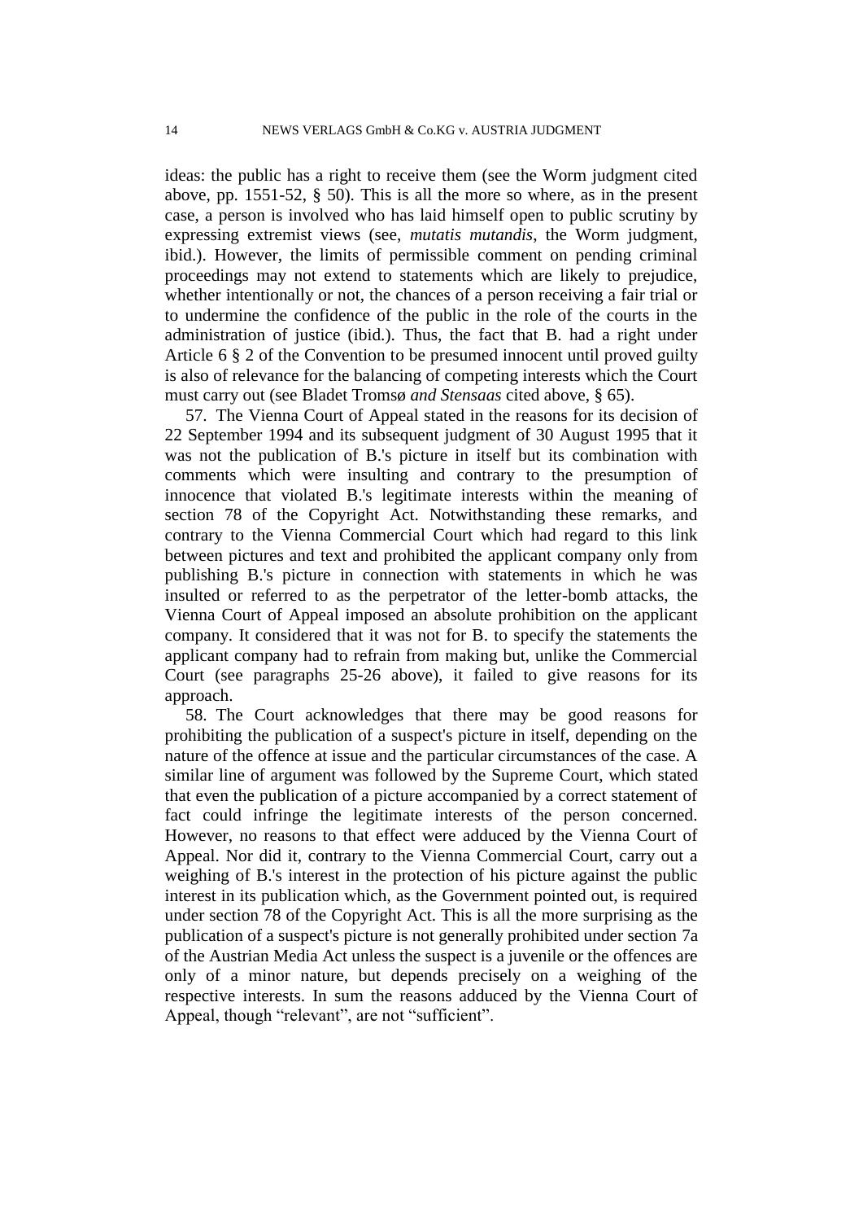ideas: the public has a right to receive them (see the Worm judgment cited above, pp. 1551-52, § 50). This is all the more so where, as in the present case, a person is involved who has laid himself open to public scrutiny by expressing extremist views (see, *mutatis mutandis*, the Worm judgment, ibid.). However, the limits of permissible comment on pending criminal proceedings may not extend to statements which are likely to prejudice, whether intentionally or not, the chances of a person receiving a fair trial or to undermine the confidence of the public in the role of the courts in the administration of justice (ibid.). Thus, the fact that B. had a right under Article 6 § 2 of the Convention to be presumed innocent until proved guilty is also of relevance for the balancing of competing interests which the Court must carry out (see Bladet Tromsø *and Stensaas* cited above, § 65).

57. The Vienna Court of Appeal stated in the reasons for its decision of 22 September 1994 and its subsequent judgment of 30 August 1995 that it was not the publication of B.'s picture in itself but its combination with comments which were insulting and contrary to the presumption of innocence that violated B.'s legitimate interests within the meaning of section 78 of the Copyright Act. Notwithstanding these remarks, and contrary to the Vienna Commercial Court which had regard to this link between pictures and text and prohibited the applicant company only from publishing B.'s picture in connection with statements in which he was insulted or referred to as the perpetrator of the letter-bomb attacks, the Vienna Court of Appeal imposed an absolute prohibition on the applicant company. It considered that it was not for B. to specify the statements the applicant company had to refrain from making but, unlike the Commercial Court (see paragraphs 25-26 above), it failed to give reasons for its approach.

58. The Court acknowledges that there may be good reasons for prohibiting the publication of a suspect's picture in itself, depending on the nature of the offence at issue and the particular circumstances of the case. A similar line of argument was followed by the Supreme Court, which stated that even the publication of a picture accompanied by a correct statement of fact could infringe the legitimate interests of the person concerned. However, no reasons to that effect were adduced by the Vienna Court of Appeal. Nor did it, contrary to the Vienna Commercial Court, carry out a weighing of B.'s interest in the protection of his picture against the public interest in its publication which, as the Government pointed out, is required under section 78 of the Copyright Act. This is all the more surprising as the publication of a suspect's picture is not generally prohibited under section 7a of the Austrian Media Act unless the suspect is a juvenile or the offences are only of a minor nature, but depends precisely on a weighing of the respective interests. In sum the reasons adduced by the Vienna Court of Appeal, though "relevant", are not "sufficient".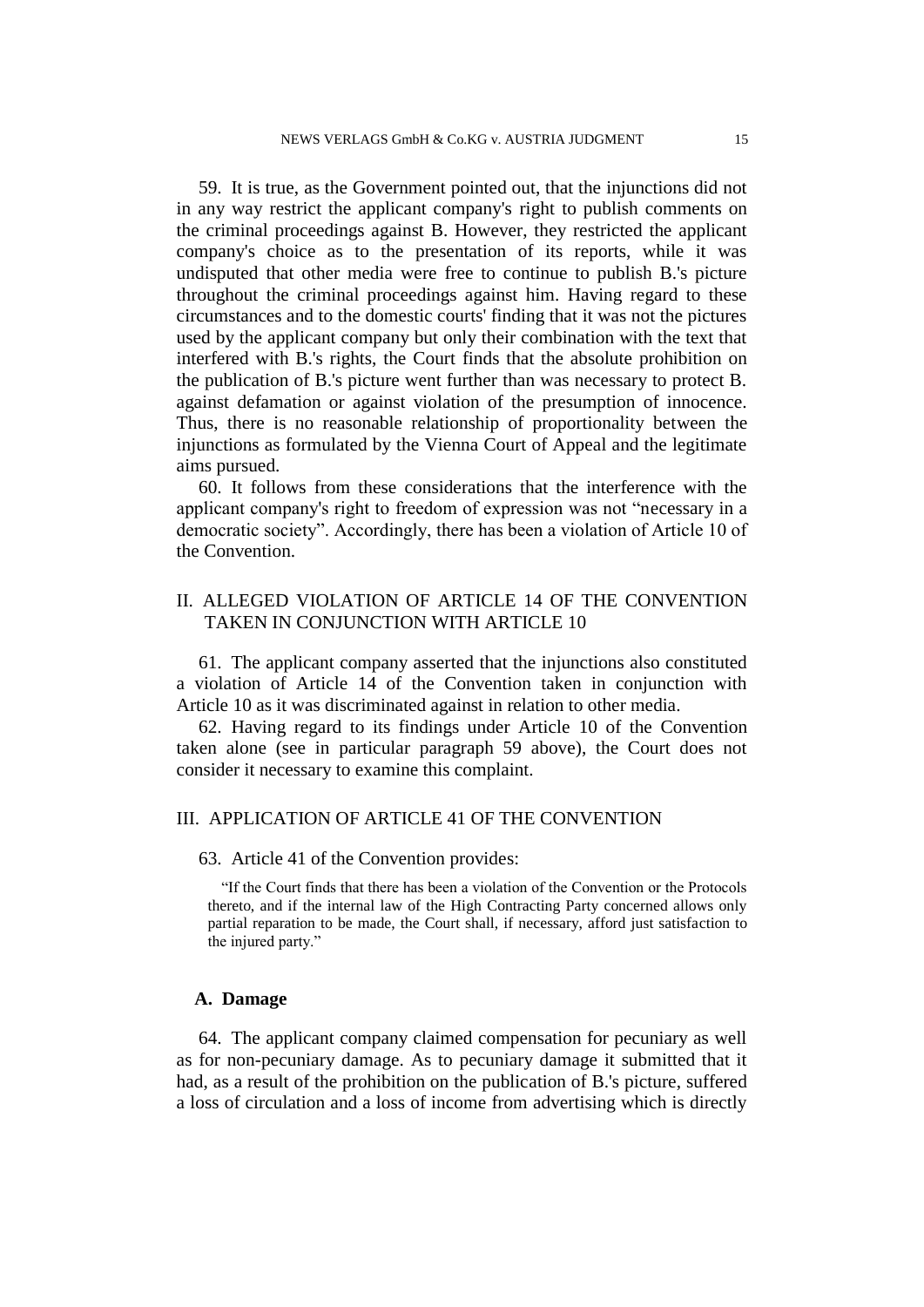59. It is true, as the Government pointed out, that the injunctions did not in any way restrict the applicant company's right to publish comments on the criminal proceedings against B. However, they restricted the applicant company's choice as to the presentation of its reports, while it was undisputed that other media were free to continue to publish B.'s picture throughout the criminal proceedings against him. Having regard to these circumstances and to the domestic courts' finding that it was not the pictures used by the applicant company but only their combination with the text that interfered with B.'s rights, the Court finds that the absolute prohibition on the publication of B.'s picture went further than was necessary to protect B. against defamation or against violation of the presumption of innocence. Thus, there is no reasonable relationship of proportionality between the injunctions as formulated by the Vienna Court of Appeal and the legitimate aims pursued.

60. It follows from these considerations that the interference with the applicant company's right to freedom of expression was not "necessary in a democratic society". Accordingly, there has been a violation of Article 10 of the Convention.

## II. ALLEGED VIOLATION OF ARTICLE 14 OF THE CONVENTION TAKEN IN CONJUNCTION WITH ARTICLE 10

61. The applicant company asserted that the injunctions also constituted a violation of Article 14 of the Convention taken in conjunction with Article 10 as it was discriminated against in relation to other media.

62. Having regard to its findings under Article 10 of the Convention taken alone (see in particular paragraph 59 above), the Court does not consider it necessary to examine this complaint.

## III. APPLICATION OF ARTICLE 41 OF THE CONVENTION

63. Article 41 of the Convention provides:

> "If the Court finds that there has been a violation of the Convention or the Protocols thereto, and if the internal law of the High Contracting Party concerned allows only partial reparation to be made, the Court shall, if necessary, afford just satisfaction to the injured party."

### A. Damage

64. The applicant company claimed compensation for pecuniary as well as for non-pecuniary damage. As to pecuniary damage it submitted that it had, as a result of the prohibition on the publication of B.'s picture, suffered a loss of circulation and a loss of income from advertising which is directly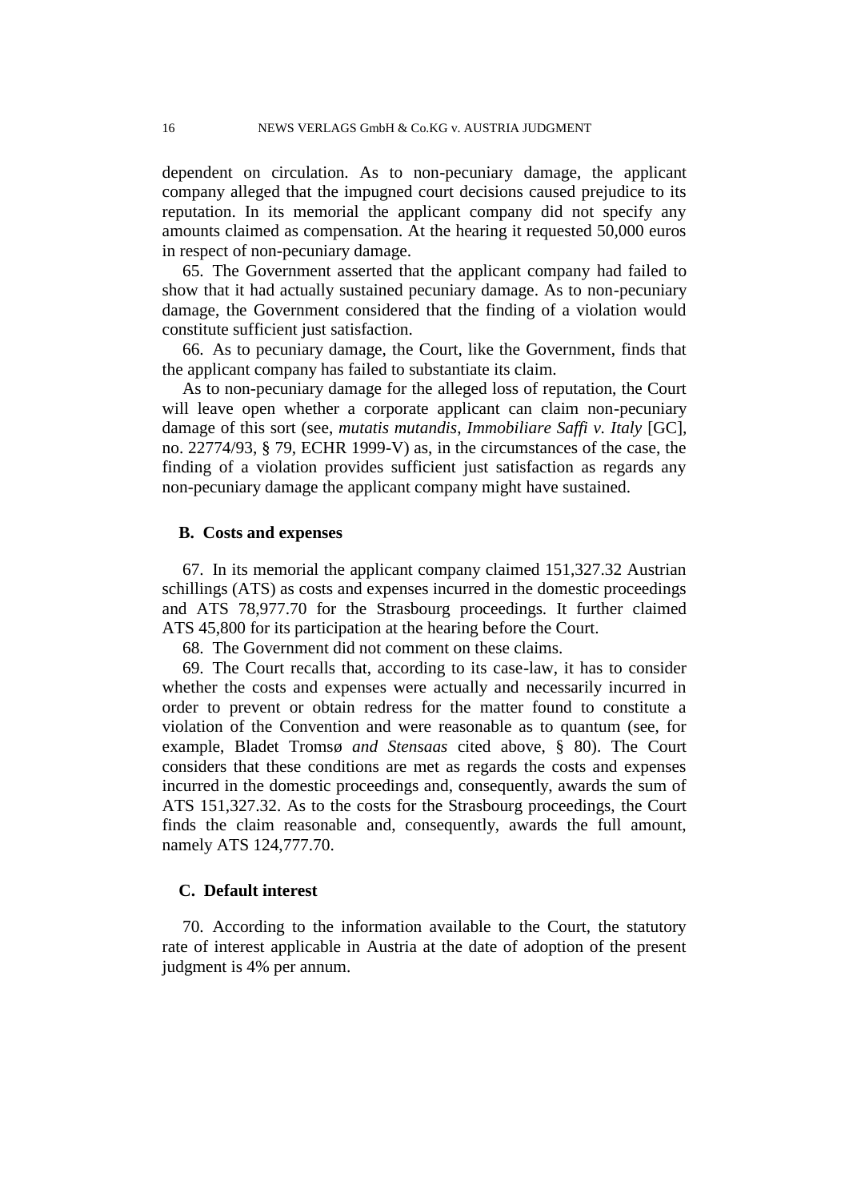dependent on circulation. As to non-pecuniary damage, the applicant company alleged that the impugned court decisions caused prejudice to its reputation. In its memorial the applicant company did not specify any amounts claimed as compensation. At the hearing it requested 50,000 euros in respect of non-pecuniary damage.

65. The Government asserted that the applicant company had failed to show that it had actually sustained pecuniary damage. As to non-pecuniary damage, the Government considered that the finding of a violation would constitute sufficient just satisfaction.

66. As to pecuniary damage, the Court, like the Government, finds that the applicant company has failed to substantiate its claim.

As to non-pecuniary damage for the alleged loss of reputation, the Court will leave open whether a corporate applicant can claim non-pecuniary damage of this sort (see, *mutatis mutandis*, *Immobiliare Saffi v. Italy* [GC], no. 22774/93, § 79, ECHR 1999-V) as, in the circumstances of the case, the finding of a violation provides sufficient just satisfaction as regards any non-pecuniary damage the applicant company might have sustained.

## B. Costs and expenses

67. In its memorial the applicant company claimed 151,327.32 Austrian schillings (ATS) as costs and expenses incurred in the domestic proceedings and ATS 78,977.70 for the Strasbourg proceedings. It further claimed ATS 45,800 for its participation at the hearing before the Court.

68. The Government did not comment on these claims.

69. The Court recalls that, according to its case-law, it has to consider whether the costs and expenses were actually and necessarily incurred in order to prevent or obtain redress for the matter found to constitute a violation of the Convention and were reasonable as to quantum (see, for example, Bladet Tromsø *and Stensaas* cited above, § 80). The Court considers that these conditions are met as regards the costs and expenses incurred in the domestic proceedings and, consequently, awards the sum of ATS 151,327.32. As to the costs for the Strasbourg proceedings, the Court finds the claim reasonable and, consequently, awards the full amount, namely ATS 124,777.70.

## C. Default interest

70. According to the information available to the Court, the statutory rate of interest applicable in Austria at the date of adoption of the present judgment is 4% per annum.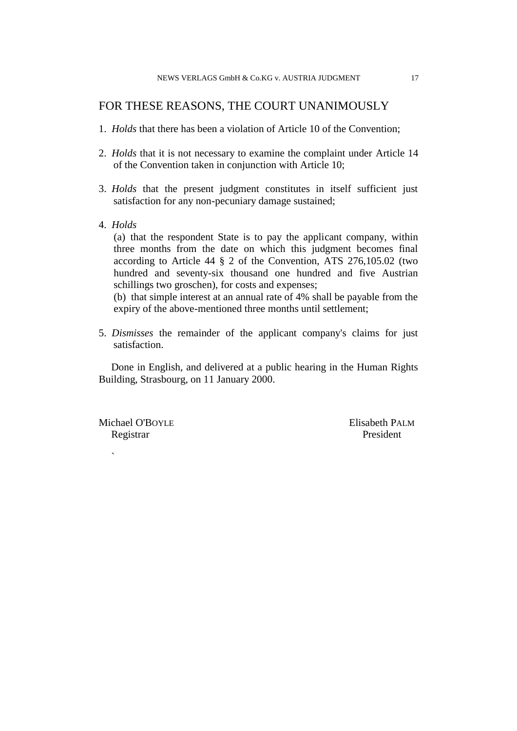## FOR THESE REASONS, THE COURT UNANIMOUSLY

1. *Holds* that there has been a violation of Article 10 of the Convention;

2. *Holds* that it is not necessary to examine the complaint under Article 14 of the Convention taken in conjunction with Article 10;

3. *Holds* that the present judgment constitutes in itself sufficient just satisfaction for any non-pecuniary damage sustained;

4. *Holds*
   (a) that the respondent State is to pay the applicant company, within three months from the date on which this judgment becomes final according to Article 44 § 2 of the Convention, ATS 276,105.02 (two hundred and seventy-six thousand one hundred and five Austrian schillings two groschen), for costs and expenses;
   (b) that simple interest at an annual rate of 4% shall be payable from the expiry of the above-mentioned three months until settlement;

5. *Dismisses* the remainder of the applicant company's claims for just satisfaction.

Done in English, and delivered at a public hearing in the Human Rights Building, Strasbourg, on 11 January 2000.

Michael O'BOYLE
Registrar

Elisabeth PALM
President